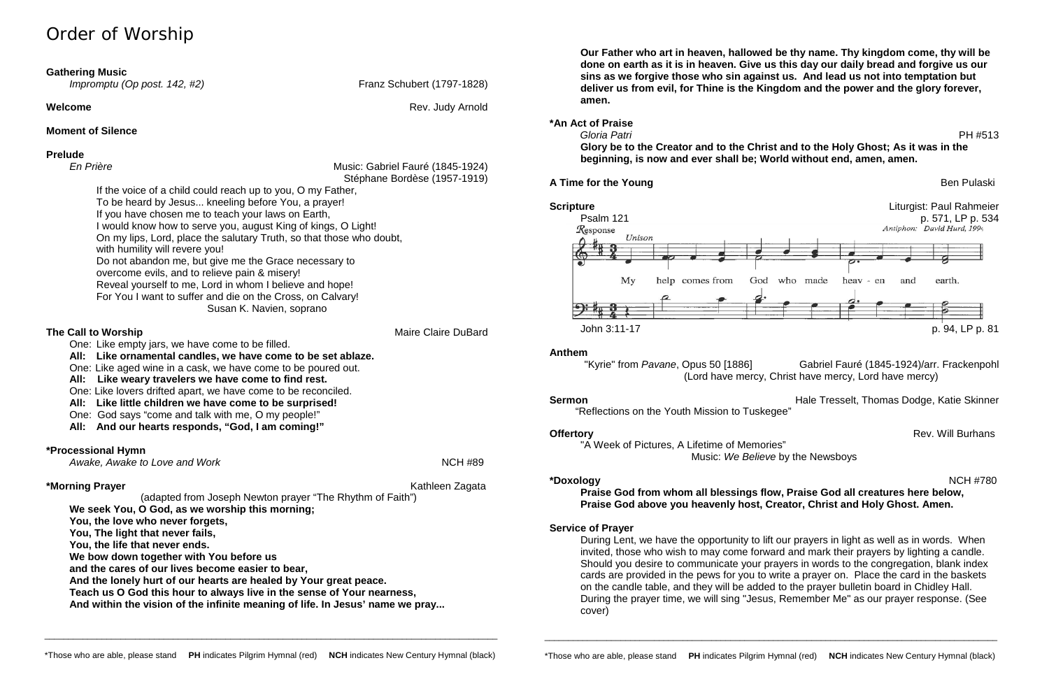# Order of Worship

**Gathering Music**
*Impromptu (Op post. 142, #2)* — Franz Schubert (1797-1828)

**Welcome** — Rev. Judy Arnold

**Moment of Silence**

**Prelude**
*En Prière* — Music: Gabriel Fauré (1845-1924)
Stéphane Bordèse (1957-1919)

If the voice of a child could reach up to you, O my Father,
To be heard by Jesus... kneeling before You, a prayer!
If you have chosen me to teach your laws on Earth,
I would know how to serve you, august King of kings, O Light!
On my lips, Lord, place the salutary Truth, so that those who doubt, with humility will revere you!
Do not abandon me, but give me the Grace necessary to overcome evils, and to relieve pain & misery!
Reveal yourself to me, Lord in whom I believe and hope!
For You I want to suffer and die on the Cross, on Calvary!

Susan K. Navien, soprano

**The Call to Worship** — Maire Claire DuBard

One: Like empty jars, we have come to be filled.
**All: Like ornamental candles, we have come to be set ablaze.**
One: Like aged wine in a cask, we have come to be poured out.
**All: Like weary travelers we have come to find rest.**
One: Like lovers drifted apart, we have come to be reconciled.
**All: Like little children we have come to be surprised!**
One: God says "come and talk with me, O my people!"
**All: And our hearts responds, "God, I am coming!"**

**\*Processional Hymn**
*Awake, Awake to Love and Work* — NCH #89

**\*Morning Prayer** — Kathleen Zagata
(adapted from Joseph Newton prayer "The Rhythm of Faith")

**We seek You, O God, as we worship this morning;**
**You, the love who never forgets,**
**You, The light that never fails,**
**You, the life that never ends.**
**We bow down together with You before us**
**and the cares of our lives become easier to bear,**
**And the lonely hurt of our hearts are healed by Your great peace.**
**Teach us O God this hour to always live in the sense of Your nearness,**
**And within the vision of the infinite meaning of life. In Jesus' name we pray...**

**Our Father who art in heaven, hallowed be thy name. Thy kingdom come, thy will be done on earth as it is in heaven. Give us this day our daily bread and forgive us our sins as we forgive those who sin against us. And lead us not into temptation but deliver us from evil, for Thine is the Kingdom and the power and the glory forever, amen.**

**\*An Act of Praise**
*Gloria Patri* — PH #513
**Glory be to the Creator and to the Christ and to the Holy Ghost; As it was in the beginning, is now and ever shall be; World without end, amen, amen.**

**A Time for the Young** — Ben Pulaski

**Scripture** — Liturgist: Paul Rahmeier
Psalm 121 — p. 571, LP p. 534

Response — Unison — Antiphon: David Hurd, 1994
My help comes from God who made heav - en and earth.

John 3:11-17 — p. 94, LP p. 81

**Anthem**
"Kyrie" from *Pavane*, Opus 50 [1886] — Gabriel Fauré (1845-1924)/arr. Frackenpohl
(Lord have mercy, Christ have mercy, Lord have mercy)

**Sermon** — Hale Tresselt, Thomas Dodge, Katie Skinner
"Reflections on the Youth Mission to Tuskegee"

**Offertory** — Rev. Will Burhans
"A Week of Pictures, A Lifetime of Memories"
Music: *We Believe* by the Newsboys

**\*Doxology** — NCH #780
**Praise God from whom all blessings flow, Praise God all creatures here below, Praise God above you heavenly host, Creator, Christ and Holy Ghost. Amen.**

**Service of Prayer**
During Lent, we have the opportunity to lift our prayers in light as well as in words. When invited, those who wish to may come forward and mark their prayers by lighting a candle. Should you desire to communicate your prayers in words to the congregation, blank index cards are provided in the pews for you to write a prayer on. Place the card in the baskets on the candle table, and they will be added to the prayer bulletin board in Chidley Hall. During the prayer time, we will sing "Jesus, Remember Me" as our prayer response. (See cover)

\*Those who are able, please stand **PH** indicates Pilgrim Hymnal (red) **NCH** indicates New Century Hymnal (black)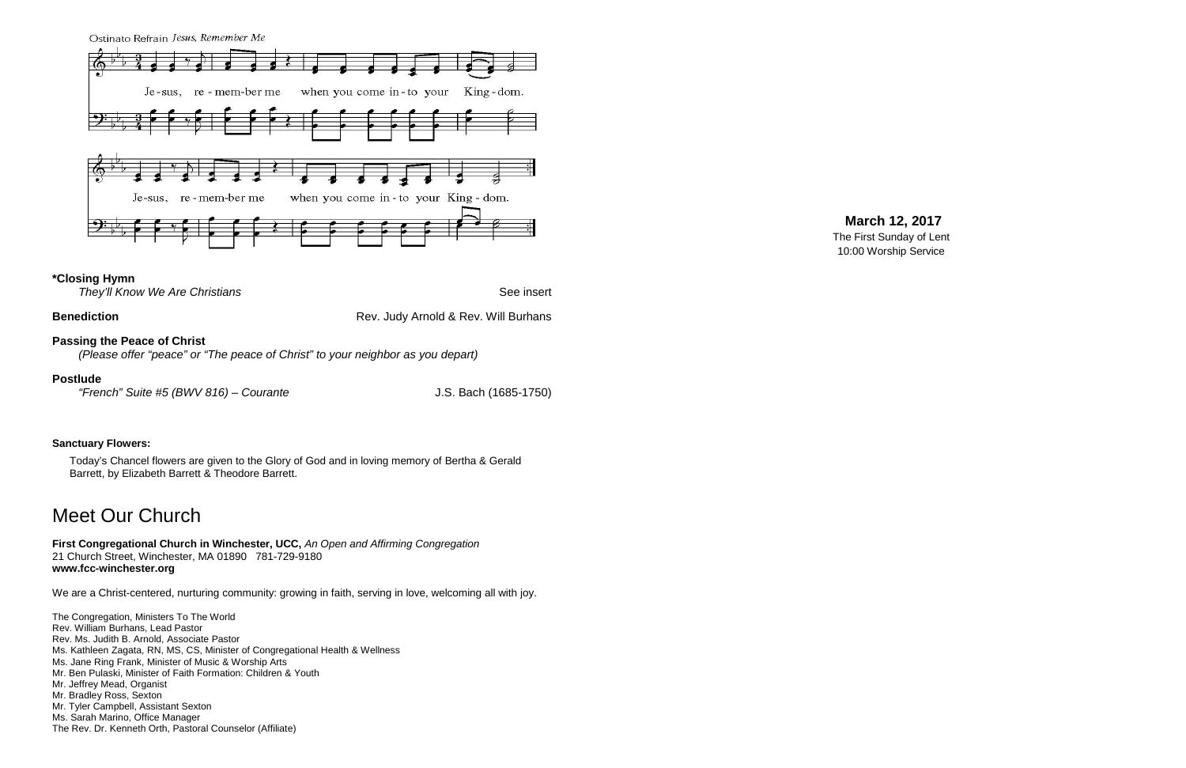Ostinato Refrain *Jesus, Remember Me*

Je-sus, re-mem-ber me when you come in-to your King-dom.

Je-sus, re-mem-ber me when you come in-to your King-dom.

**\*Closing Hymn**

*They'll Know We Are Christians* See insert

**Benediction** Rev. Judy Arnold & Rev. Will Burhans

**Passing the Peace of Christ**

*(Please offer "peace" or "The peace of Christ" to your neighbor as you depart)*

**Postlude**

*"French" Suite #5 (BWV 816) – Courante* J.S. Bach (1685-1750)

**Sanctuary Flowers:**

Today's Chancel flowers are given to the Glory of God and in loving memory of Bertha & Gerald Barrett, by Elizabeth Barrett & Theodore Barrett.

# Meet Our Church

**First Congregational Church in Winchester, UCC,** *An Open and Affirming Congregation*
21 Church Street, Winchester, MA 01890 781-729-9180
**www.fcc-winchester.org**

We are a Christ-centered, nurturing community: growing in faith, serving in love, welcoming all with joy.

The Congregation, Ministers To The World
Rev. William Burhans, Lead Pastor
Rev. Ms. Judith B. Arnold, Associate Pastor
Ms. Kathleen Zagata, RN, MS, CS, Minister of Congregational Health & Wellness
Ms. Jane Ring Frank, Minister of Music & Worship Arts
Mr. Ben Pulaski, Minister of Faith Formation: Children & Youth
Mr. Jeffrey Mead, Organist
Mr. Bradley Ross, Sexton
Mr. Tyler Campbell, Assistant Sexton
Ms. Sarah Marino, Office Manager
The Rev. Dr. Kenneth Orth, Pastoral Counselor (Affiliate)

**March 12, 2017**
The First Sunday of Lent
10:00 Worship Service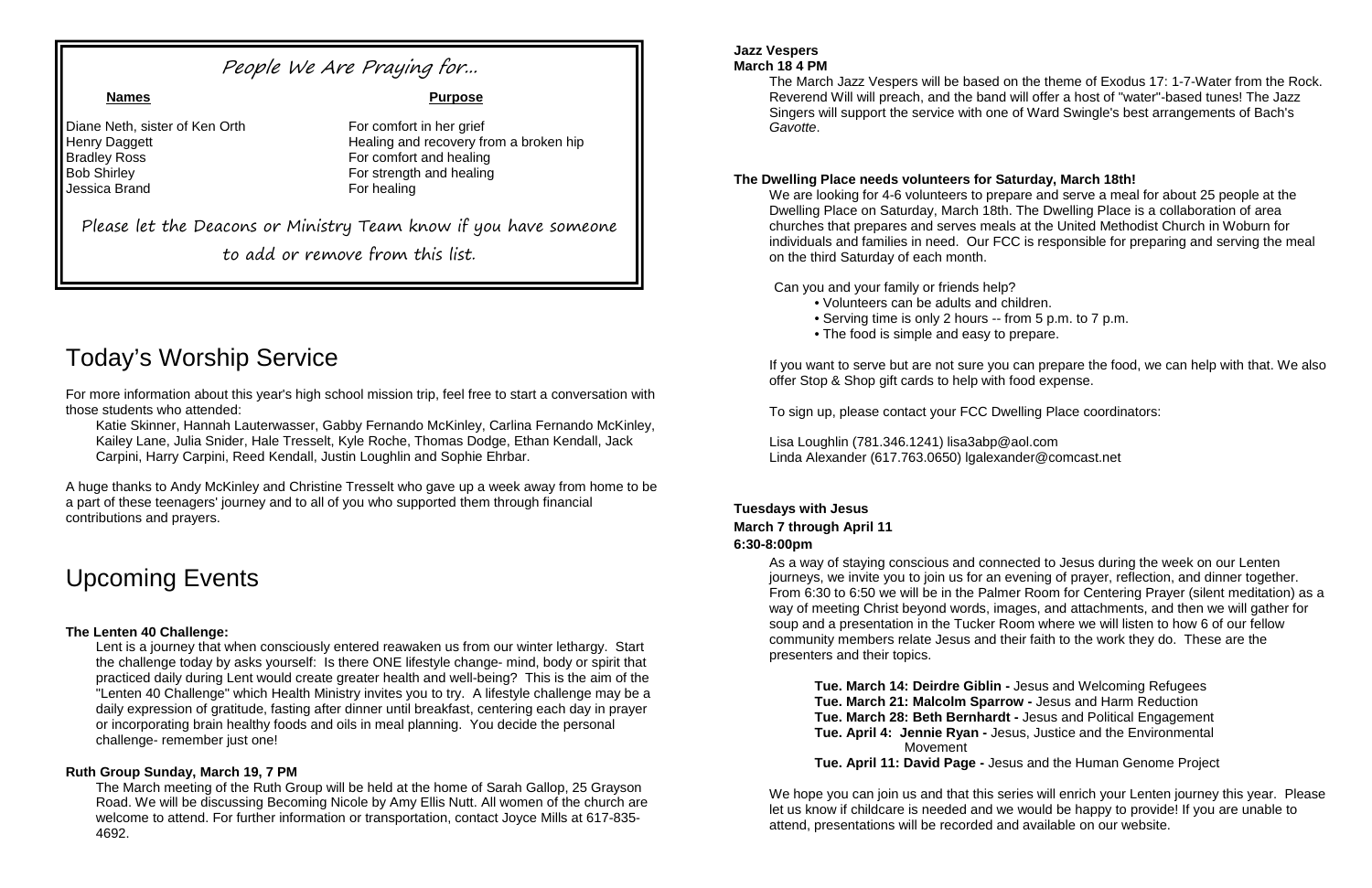## People We Are Praying for...

| Names | Purpose |
|---|---|
| Diane Neth, sister of Ken Orth | For comfort in her grief |
| Henry Daggett | Healing and recovery from a broken hip |
| Bradley Ross | For comfort and healing |
| Bob Shirley | For strength and healing |
| Jessica Brand | For healing |

Please let the Deacons or Ministry Team know if you have someone to add or remove from this list.

# Today's Worship Service

For more information about this year's high school mission trip, feel free to start a conversation with those students who attended:

Katie Skinner, Hannah Lauterwasser, Gabby Fernando McKinley, Carlina Fernando McKinley, Kailey Lane, Julia Snider, Hale Tresselt, Kyle Roche, Thomas Dodge, Ethan Kendall, Jack Carpini, Harry Carpini, Reed Kendall, Justin Loughlin and Sophie Ehrbar.

A huge thanks to Andy McKinley and Christine Tresselt who gave up a week away from home to be a part of these teenagers' journey and to all of you who supported them through financial contributions and prayers.

# Upcoming Events

**The Lenten 40 Challenge:**

Lent is a journey that when consciously entered reawaken us from our winter lethargy. Start the challenge today by asks yourself: Is there ONE lifestyle change- mind, body or spirit that practiced daily during Lent would create greater health and well-being? This is the aim of the "Lenten 40 Challenge" which Health Ministry invites you to try. A lifestyle challenge may be a daily expression of gratitude, fasting after dinner until breakfast, centering each day in prayer or incorporating brain healthy foods and oils in meal planning. You decide the personal challenge- remember just one!

**Ruth Group Sunday, March 19, 7 PM**

The March meeting of the Ruth Group will be held at the home of Sarah Gallop, 25 Grayson Road. We will be discussing Becoming Nicole by Amy Ellis Nutt. All women of the church are welcome to attend. For further information or transportation, contact Joyce Mills at 617-835-4692.

**Jazz Vespers**
**March 18 4 PM**

The March Jazz Vespers will be based on the theme of Exodus 17: 1-7-Water from the Rock. Reverend Will will preach, and the band will offer a host of "water"-based tunes! The Jazz Singers will support the service with one of Ward Swingle's best arrangements of Bach's *Gavotte*.

**The Dwelling Place needs volunteers for Saturday, March 18th!**

We are looking for 4-6 volunteers to prepare and serve a meal for about 25 people at the Dwelling Place on Saturday, March 18th. The Dwelling Place is a collaboration of area churches that prepares and serves meals at the United Methodist Church in Woburn for individuals and families in need. Our FCC is responsible for preparing and serving the meal on the third Saturday of each month.

Can you and your family or friends help?

- Volunteers can be adults and children.
- Serving time is only 2 hours -- from 5 p.m. to 7 p.m.
- The food is simple and easy to prepare.

If you want to serve but are not sure you can prepare the food, we can help with that. We also offer Stop & Shop gift cards to help with food expense.

To sign up, please contact your FCC Dwelling Place coordinators:

Lisa Loughlin (781.346.1241) lisa3abp@aol.com
Linda Alexander (617.763.0650) lgalexander@comcast.net

**Tuesdays with Jesus**
**March 7 through April 11**
**6:30-8:00pm**

As a way of staying conscious and connected to Jesus during the week on our Lenten journeys, we invite you to join us for an evening of prayer, reflection, and dinner together. From 6:30 to 6:50 we will be in the Palmer Room for Centering Prayer (silent meditation) as a way of meeting Christ beyond words, images, and attachments, and then we will gather for soup and a presentation in the Tucker Room where we will listen to how 6 of our fellow community members relate Jesus and their faith to the work they do. These are the presenters and their topics.

**Tue. March 14: Deirdre Giblin -** Jesus and Welcoming Refugees
**Tue. March 21: Malcolm Sparrow -** Jesus and Harm Reduction
**Tue. March 28: Beth Bernhardt -** Jesus and Political Engagement
**Tue. April 4: Jennie Ryan -** Jesus, Justice and the Environmental Movement
**Tue. April 11: David Page -** Jesus and the Human Genome Project

We hope you can join us and that this series will enrich your Lenten journey this year. Please let us know if childcare is needed and we would be happy to provide! If you are unable to attend, presentations will be recorded and available on our website.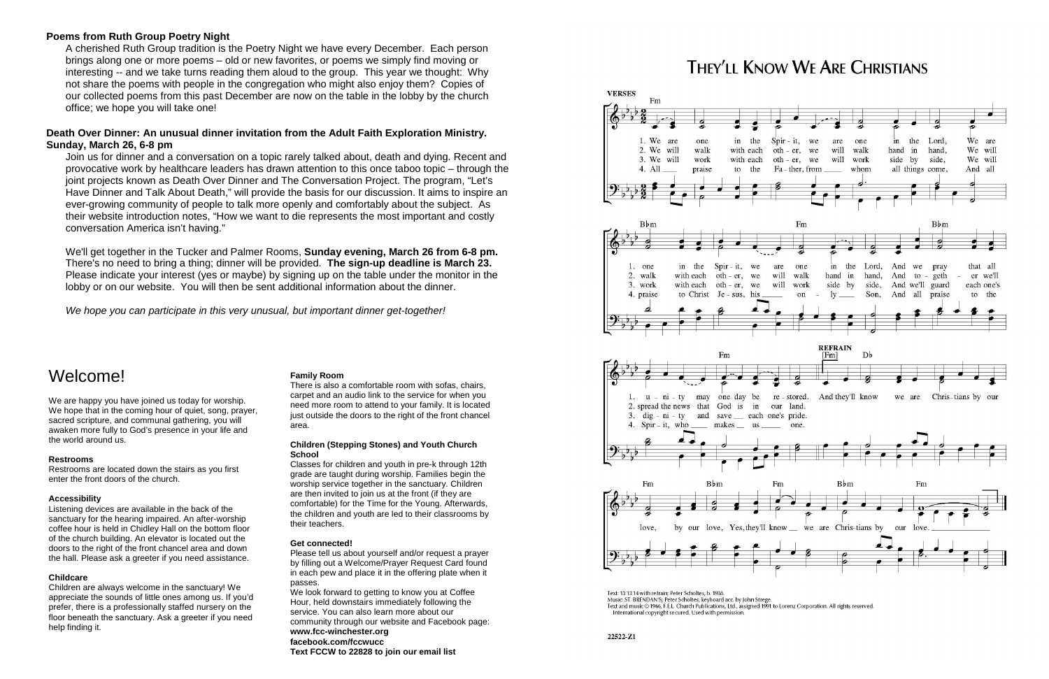### Poems from Ruth Group Poetry Night

A cherished Ruth Group tradition is the Poetry Night we have every December. Each person brings along one or more poems – old or new favorites, or poems we simply find moving or interesting -- and we take turns reading them aloud to the group. This year we thought: Why not share the poems with people in the congregation who might also enjoy them? Copies of our collected poems from this past December are now on the table in the lobby by the church office; we hope you will take one!

### Death Over Dinner: An unusual dinner invitation from the Adult Faith Exploration Ministry. Sunday, March 26, 6-8 pm

Join us for dinner and a conversation on a topic rarely talked about, death and dying. Recent and provocative work by healthcare leaders has drawn attention to this once taboo topic – through the joint projects known as Death Over Dinner and The Conversation Project. The program, "Let's Have Dinner and Talk About Death," will provide the basis for our discussion. It aims to inspire an ever-growing community of people to talk more openly and comfortably about the subject. As their website introduction notes, "How we want to die represents the most important and costly conversation America isn't having."

We'll get together in the Tucker and Palmer Rooms, **Sunday evening, March 26 from 6-8 pm.** There's no need to bring a thing; dinner will be provided. **The sign-up deadline is March 23.** Please indicate your interest (yes or maybe) by signing up on the table under the monitor in the lobby or on our website. You will then be sent additional information about the dinner.

*We hope you can participate in this very unusual, but important dinner get-together!*

# Welcome!

We are happy you have joined us today for worship. We hope that in the coming hour of quiet, song, prayer, sacred scripture, and communal gathering, you will awaken more fully to God's presence in your life and the world around us.

#### Restrooms

Restrooms are located down the stairs as you first enter the front doors of the church.

#### Accessibility

Listening devices are available in the back of the sanctuary for the hearing impaired. An after-worship coffee hour is held in Chidley Hall on the bottom floor of the church building. An elevator is located out the doors to the right of the front chancel area and down the hall. Please ask a greeter if you need assistance.

#### Childcare

Children are always welcome in the sanctuary! We appreciate the sounds of little ones among us. If you'd prefer, there is a professionally staffed nursery on the floor beneath the sanctuary. Ask a greeter if you need help finding it.

#### Family Room

There is also a comfortable room with sofas, chairs, carpet and an audio link to the service for when you need more room to attend to your family. It is located just outside the doors to the right of the front chancel area.

#### Children (Stepping Stones) and Youth Church School

Classes for children and youth in pre-k through 12th grade are taught during worship. Families begin the worship service together in the sanctuary. Children are then invited to join us at the front (if they are comfortable) for the Time for the Young. Afterwards, the children and youth are led to their classrooms by their teachers.

#### Get connected!

Please tell us about yourself and/or request a prayer by filling out a Welcome/Prayer Request Card found in each pew and place it in the offering plate when it passes.

We look forward to getting to know you at Coffee Hour, held downstairs immediately following the service. You can also learn more about our community through our website and Facebook page:

**www.fcc-winchester.org**
**facebook.com/fccwucc**
**Text FCCW to 22828 to join our email list**

## They'll Know We Are Christians

VERSES

1. We are one in the Spir - it, we are one in the Lord, We are one in the Spir - it, we are one in the Lord, And we pray that all u - ni - ty may one day be re - stored.
2. We will walk with each oth - er, we will walk hand in hand, We will walk with each oth - er, we will walk hand in hand, And to - geth - er we'll spread the news that God is in our land.
3. We will work with each oth - er, we will work side by side, We will work with each oth - er, we will work side by side, And we'll guard each one's dig - ni - ty and save each one's pride.
4. All praise to the Fa - ther, from whom all things come, And all praise to Christ Je - sus, his on - ly Son, And all praise to the Spir - it, who makes us one.

REFRAIN

And they'll know we are Chris - tians by our love, by our love, Yes, they'll know we are Chris - tians by our love.

Text: 13 13 13 14 with refrain; Peter Scholtes, b. 1938.
Music: ST. BRENDAN'S; Peter Scholtes; keyboard acc. by John Strege.
Text and music © 1966, F.E.L. Church Publications, Ltd., assigned 1991 to Lorenz Corporation. All rights reserved.
International copyright secured. Used with permission.

22522-Z1